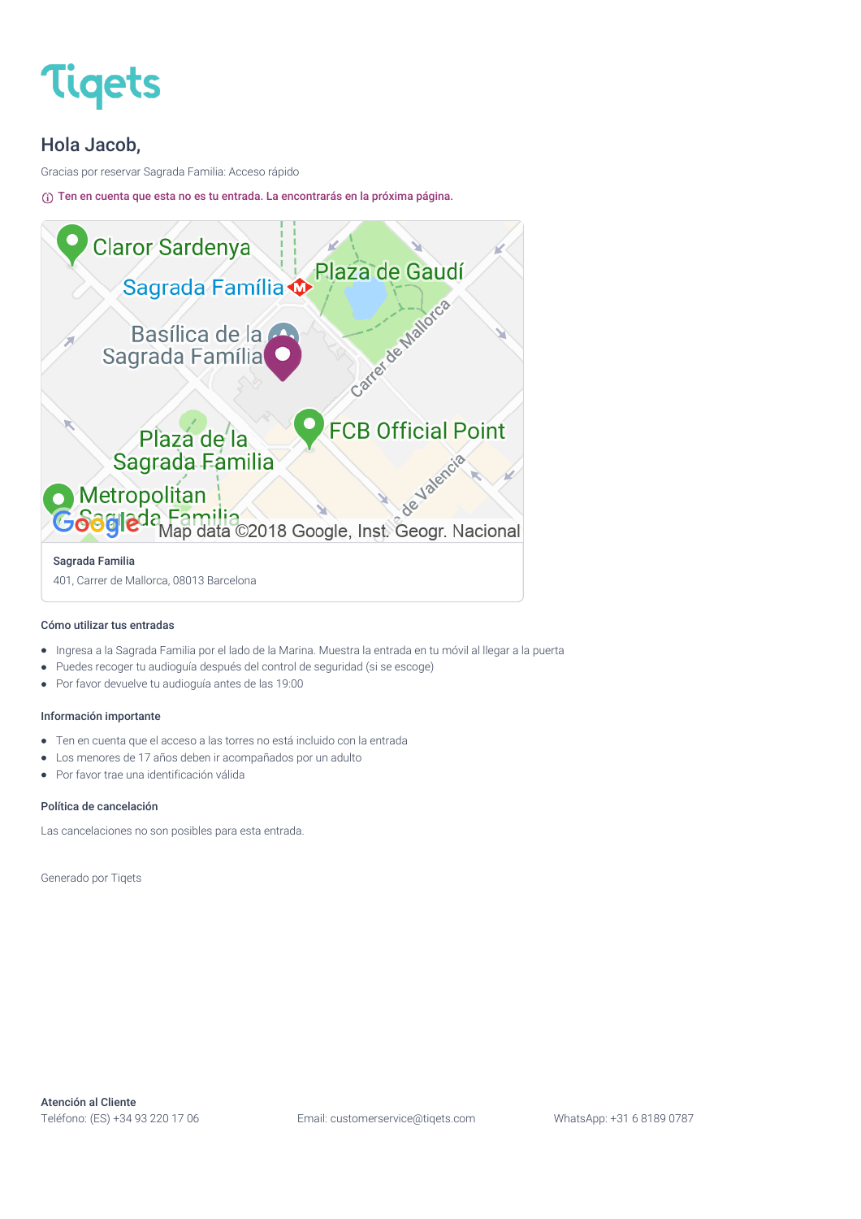# Tiqets

## Hola Jacob,

Gracias por reservar Sagrada Familia: Acceso rápido

ⓘ Ten en cuenta que esta no es tu entrada. La encontrarás en la próxima página.

Sagrada Familia

401, Carrer de Mallorca, 08013 Barcelona

### Cómo utilizar tus entradas

- Ingresa a la Sagrada Familia por el lado de la Marina. Muestra la entrada en tu móvil al llegar a la puerta
- Puedes recoger tu audioguía después del control de seguridad (si se escoge)
- Por favor devuelve tu audioguía antes de las 19:00

### Información importante

- Ten en cuenta que el acceso a las torres no está incluido con la entrada
- Los menores de 17 años deben ir acompañados por un adulto
- Por favor trae una identificación válida

### Política de cancelación

Las cancelaciones no son posibles para esta entrada.

Generado por Tiqets

**Atención al Cliente**

Teléfono: (ES) +34 93 220 17 06

Email: customerservice@tiqets.com

WhatsApp: +31 6 8189 0787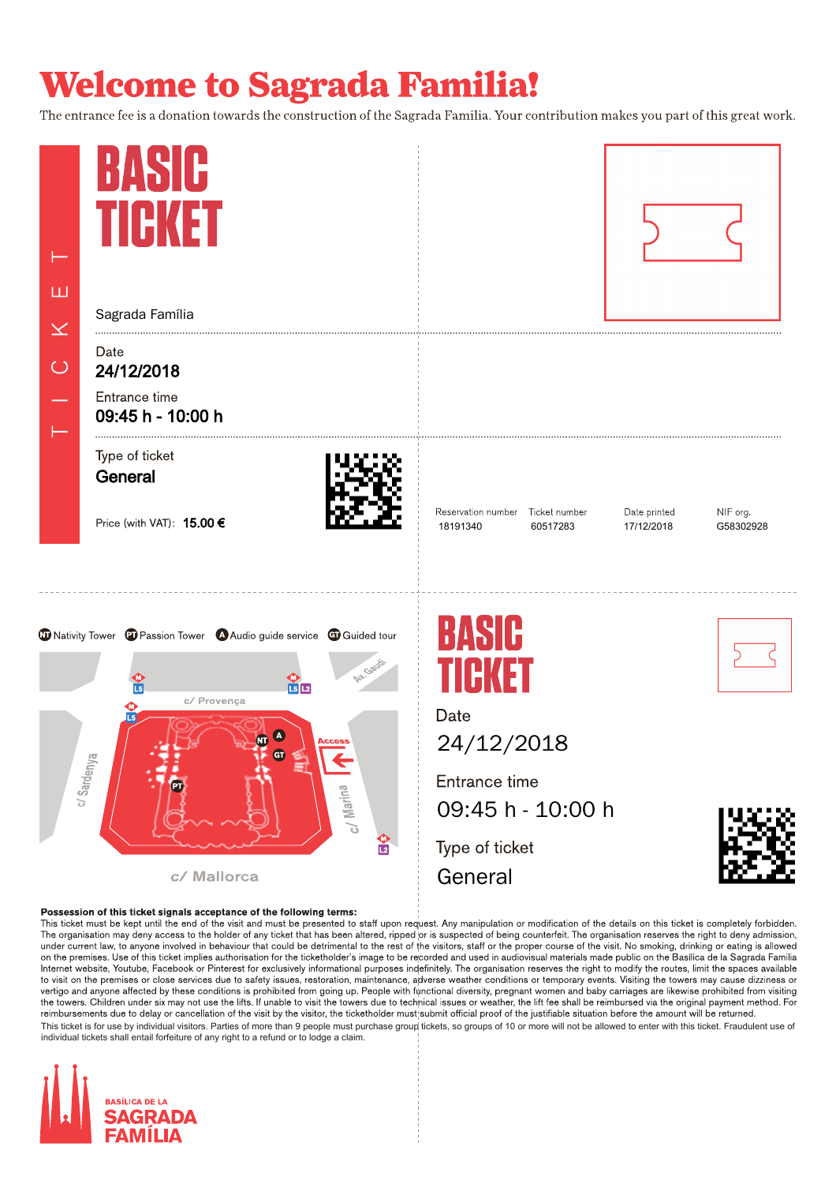# Welcome to Sagrada Familia!

The entrance fee is a donation towards the construction of the Sagrada Familia. Your contribution makes you part of this great work.

TICKET

## BASIC TICKET

Sagrada Família

Date
**24/12/2018**

Entrance time
**09:45 h - 10:00 h**

Type of ticket
**General**

Price (with VAT): **15.00 €**

| Reservation number | Ticket number | Date printed | NIF org. |
|---|---|---|---|
| 18191340 | 60517283 | 17/12/2018 | G58302928 |

NT Nativity Tower   PT Passion Tower   A Audio guide service   GT Guided tour

c/ Provença   Av. Gaudí   c/ Sardenya   c/ Marina   c/ Mallorca   Access   L5   L2

## BASIC TICKET

Date
24/12/2018

Entrance time
09:45 h - 10:00 h

Type of ticket
General

**Possession of this ticket signals acceptance of the following terms:**
This ticket must be kept until the end of the visit and must be presented to staff upon request. Any manipulation or modification of the details on this ticket is completely forbidden. The organisation may deny access to the holder of any ticket that has been altered, ripped or is suspected of being counterfeit. The organisation reserves the right to deny admission, under current law, to anyone involved in behaviour that could be detrimental to the rest of the visitors, staff or the proper course of the visit. No smoking, drinking or eating is allowed on the premises. Use of this ticket implies authorisation for the ticketholder's image to be recorded and used in audiovisual materials made public on the Basilica de la Sagrada Familia Internet website, Youtube, Facebook or Pinterest for exclusively informational purposes indefinitely. The organisation reserves the right to modify the routes, limit the spaces available to visit on the premises or close services due to safety issues, restoration, maintenance, adverse weather conditions or temporary events. Visiting the towers may cause dizziness or vertigo and anyone affected by these conditions is prohibited from going up. People with functional diversity, pregnant women and baby carriages are likewise prohibited from visiting the towers. Children under six may not use the lifts. If unable to visit the towers due to technical issues or weather, the lift fee shall be reimbursed via the original payment method. For reimbursements due to delay or cancellation of the visit by the visitor, the ticketholder must submit official proof of the justifiable situation before the amount will be returned.
This ticket is for use by individual visitors. Parties of more than 9 people must purchase group tickets, so groups of 10 or more will not be allowed to enter with this ticket. Fraudulent use of individual tickets shall entail forfeiture of any right to a refund or to lodge a claim.

BASÍLICA DE LA
SAGRADA FAMÍLIA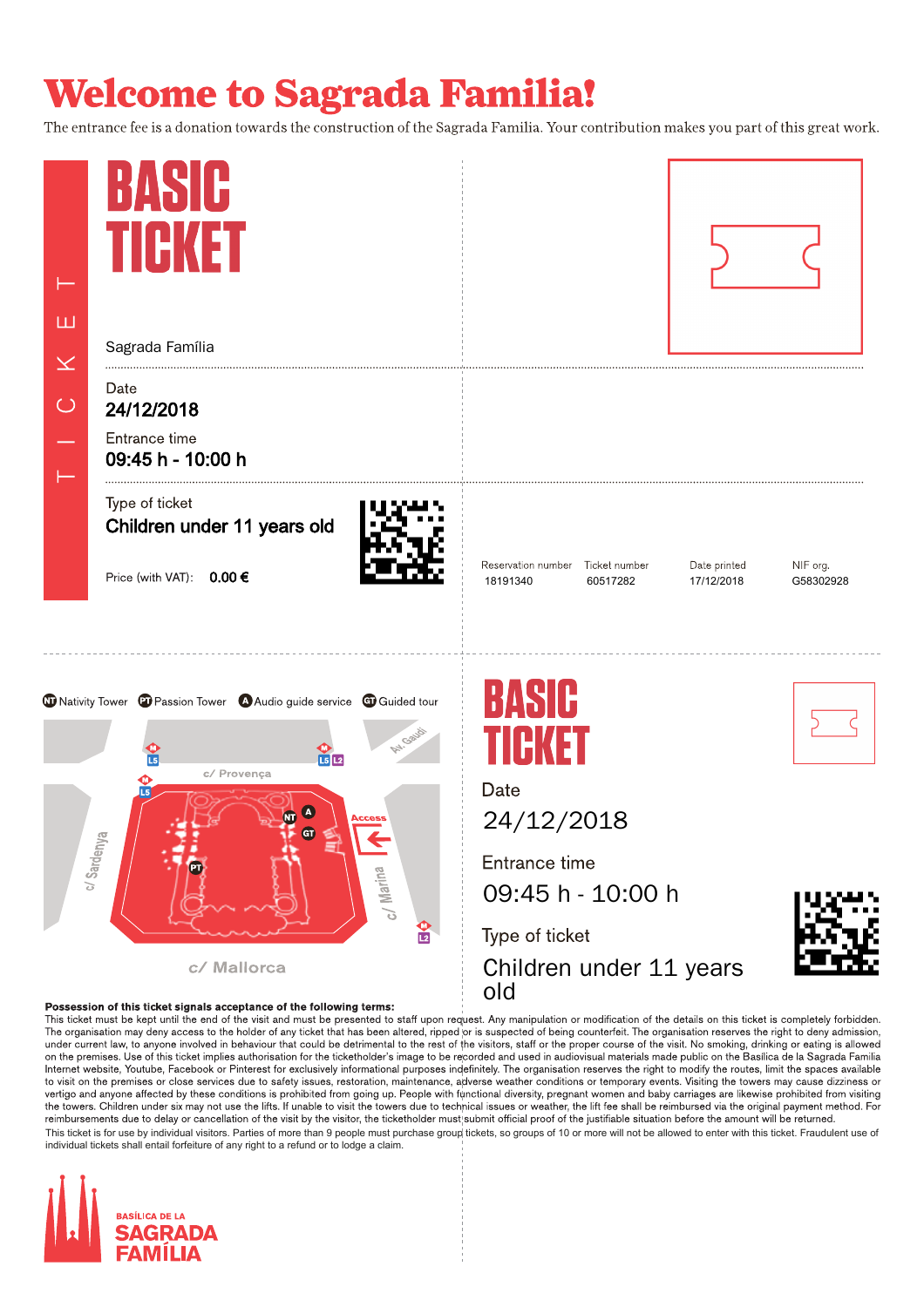# Welcome to Sagrada Familia!

The entrance fee is a donation towards the construction of the Sagrada Familia. Your contribution makes you part of this great work.

TICKET

## BASIC TICKET

Sagrada Família

Date
**24/12/2018**

Entrance time
**09:45 h - 10:00 h**

Type of ticket
**Children under 11 years old**

Price (with VAT): **0.00 €**

| Reservation number | Ticket number | Date printed | NIF org. |
|---|---|---|---|
| 18191340 | 60517282 | 17/12/2018 | G58302928 |

NT Nativity Tower  PT Passion Tower  A Audio guide service  GT Guided tour

c/ Provença  Av. Gaudí  c/ Sardenya  c/ Marina  c/ Mallorca  Access

## BASIC TICKET

Date
24/12/2018

Entrance time
09:45 h - 10:00 h

Type of ticket
Children under 11 years old

**Possession of this ticket signals acceptance of the following terms:**
This ticket must be kept until the end of the visit and must be presented to staff upon request. Any manipulation or modification of the details on this ticket is completely forbidden. The organisation may deny access to the holder of any ticket that has been altered, ripped or is suspected of being counterfeit. The organisation reserves the right to deny admission, under current law, to anyone involved in behaviour that could be detrimental to the rest of the visitors, staff or the proper course of the visit. No smoking, drinking or eating is allowed on the premises. Use of this ticket implies authorisation for the ticketholder's image to be recorded and used in audiovisual materials made public on the Basilica de la Sagrada Familia Internet website, Youtube, Facebook or Pinterest for exclusively informational purposes indefinitely. The organisation reserves the right to modify the routes, limit the spaces available to visit on the premises or close services due to safety issues, restoration, maintenance, adverse weather conditions or temporary events. Visiting the towers may cause dizziness or vertigo and anyone affected by these conditions is prohibited from going up. People with functional diversity, pregnant women and baby carriages are likewise prohibited from visiting the towers. Children under six may not use the lifts. If unable to visit the towers due to technical issues or weather, the lift fee shall be reimbursed via the original payment method. For reimbursements due to delay or cancellation of the visit by the visitor, the ticketholder must submit official proof of the justifiable situation before the amount will be returned.
This ticket is for use by individual visitors. Parties of more than 9 people must purchase group tickets, so groups of 10 or more will not be allowed to enter with this ticket. Fraudulent use of individual tickets shall entail forfeiture of any right to a refund or to lodge a claim.

BASÍLICA DE LA SAGRADA FAMÍLIA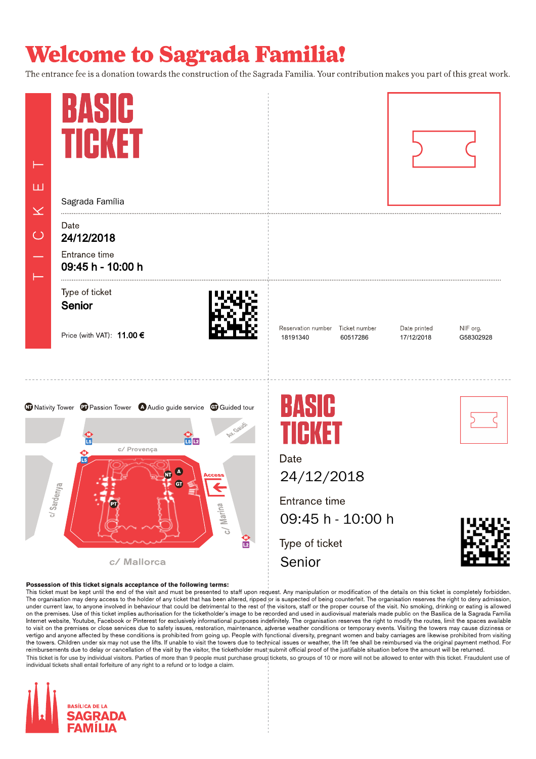# Welcome to Sagrada Familia!

The entrance fee is a donation towards the construction of the Sagrada Familia. Your contribution makes you part of this great work.

TICKET

## BASIC TICKET

Sagrada Família

Date
**24/12/2018**

Entrance time
**09:45 h - 10:00 h**

Type of ticket
**Senior**

Price (with VAT): **11.00 €**

| Reservation number | Ticket number | Date printed | NIF org. |
|---|---|---|---|
| 18191340 | 60517286 | 17/12/2018 | G58302928 |

NT Nativity Tower PT Passion Tower A Audio guide service GT Guided tour

c/ Provença · Av. Gaudí · c/ Sardenya · c/ Marina · c/ Mallorca · Access

## BASIC TICKET

Date
24/12/2018

Entrance time
09:45 h - 10:00 h

Type of ticket
Senior

**Possession of this ticket signals acceptance of the following terms:**
This ticket must be kept until the end of the visit and must be presented to staff upon request. Any manipulation or modification of the details on this ticket is completely forbidden. The organisation may deny access to the holder of any ticket that has been altered, ripped or is suspected of being counterfeit. The organisation reserves the right to deny admission, under current law, to anyone involved in behaviour that could be detrimental to the rest of the visitors, staff or the proper course of the visit. No smoking, drinking or eating is allowed on the premises. Use of this ticket implies authorisation for the ticketholder's image to be recorded and used in audiovisual materials made public on the Basilica de la Sagrada Familia Internet website, Youtube, Facebook or Pinterest for exclusively informational purposes indefinitely. The organisation reserves the right to modify the routes, limit the spaces available to visit on the premises or close services due to safety issues, restoration, maintenance, adverse weather conditions or temporary events. Visiting the towers may cause dizziness or vertigo and anyone affected by these conditions is prohibited from going up. People with functional diversity, pregnant women and baby carriages are likewise prohibited from visiting the towers. Children under six may not use the lifts. If unable to visit the towers due to technical issues or weather, the lift fee shall be reimbursed via the original payment method. For reimbursements due to delay or cancellation of the visit by the visitor, the ticketholder must submit official proof of the justifiable situation before the amount will be returned.
This ticket is for use by individual visitors. Parties of more than 9 people must purchase group tickets, so groups of 10 or more will not be allowed to enter with this ticket. Fraudulent use of individual tickets shall entail forfeiture of any right to a refund or to lodge a claim.

BASÍLICA DE LA SAGRADA FAMÍLIA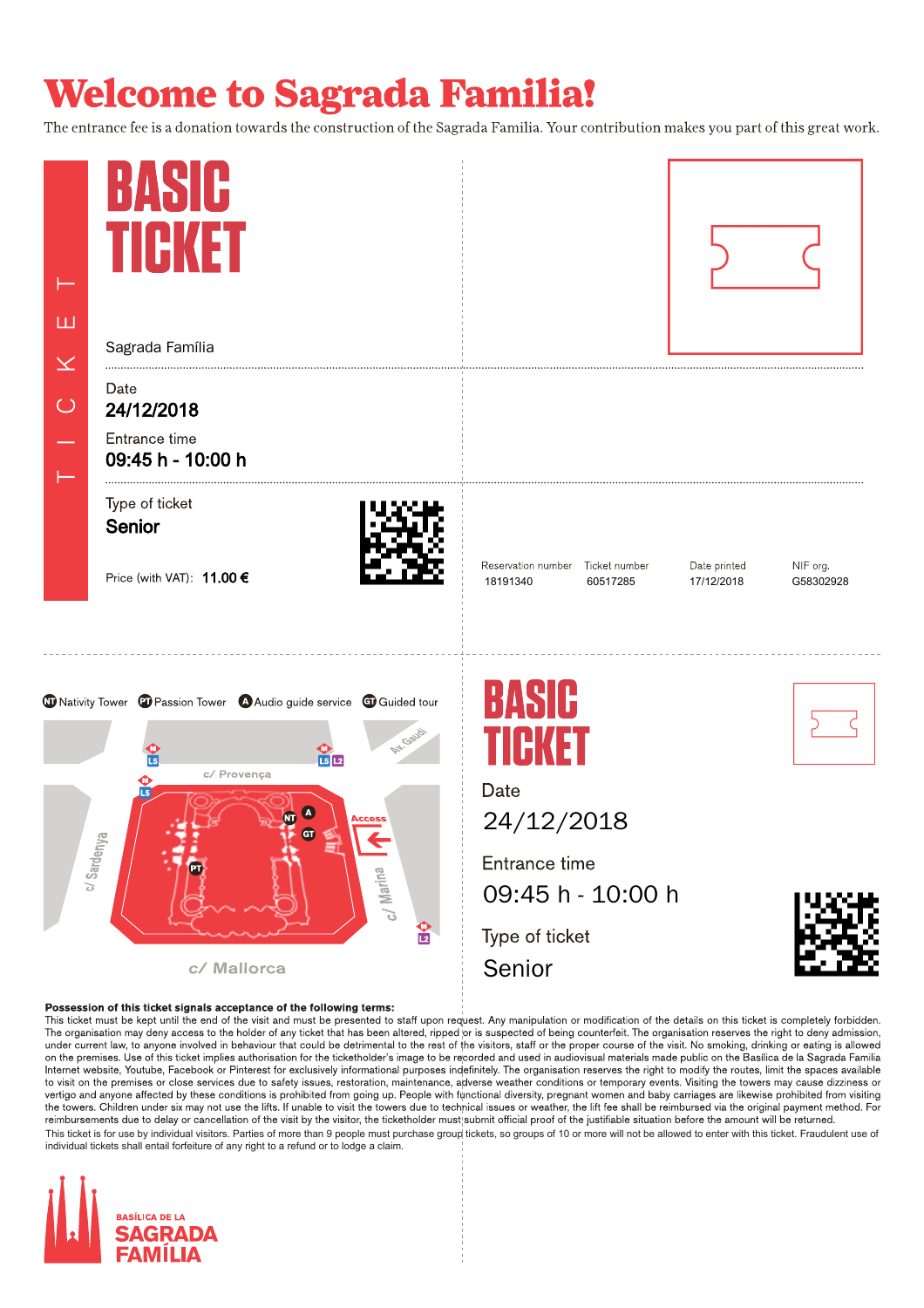# Welcome to Sagrada Familia!

The entrance fee is a donation towards the construction of the Sagrada Familia. Your contribution makes you part of this great work.

TICKET

## BASIC TICKET

Sagrada Família

Date
**24/12/2018**

Entrance time
**09:45 h - 10:00 h**

Type of ticket
**Senior**

Price (with VAT): **11.00 €**

| Reservation number | Ticket number | Date printed | NIF org. |
|---|---|---|---|
| 18191340 | 60517285 | 17/12/2018 | G58302928 |

NT Nativity Tower   PT Passion Tower   A Audio guide service   GT Guided tour

c/ Provença   Av. Gaudí   c/ Sardenya   c/ Marina   c/ Mallorca   Access

## BASIC TICKET

Date
24/12/2018

Entrance time
09:45 h - 10:00 h

Type of ticket
Senior

**Possession of this ticket signals acceptance of the following terms:**
This ticket must be kept until the end of the visit and must be presented to staff upon request. Any manipulation or modification of the details on this ticket is completely forbidden. The organisation may deny access to the holder of any ticket that has been altered, ripped or is suspected of being counterfeit. The organisation reserves the right to deny admission, under current law, to anyone involved in behaviour that could be detrimental to the rest of the visitors, staff or the proper course of the visit. No smoking, drinking or eating is allowed on the premises. Use of this ticket implies authorisation for the ticketholder's image to be recorded and used in audiovisual materials made public on the Basilica de la Sagrada Familia Internet website, Youtube, Facebook or Pinterest for exclusively informational purposes indefinitely. The organisation reserves the right to modify the routes, limit the spaces available to visit on the premises or close services due to safety issues, restoration, maintenance, adverse weather conditions or temporary events. Visiting the towers may cause dizziness or vertigo and anyone affected by these conditions is prohibited from going up. People with functional diversity, pregnant women and baby carriages are likewise prohibited from visiting the towers. Children under six may not use the lifts. If unable to visit the towers due to technical issues or weather, the lift fee shall be reimbursed via the original payment method. For reimbursements due to delay or cancellation of the visit by the visitor, the ticketholder must submit official proof of the justifiable situation before the amount will be returned.
This ticket is for use by individual visitors. Parties of more than 9 people must purchase group tickets, so groups of 10 or more will not be allowed to enter with this ticket. Fraudulent use of individual tickets shall entail forfeiture of any right to a refund or to lodge a claim.

BASÍLICA DE LA SAGRADA FAMÍLIA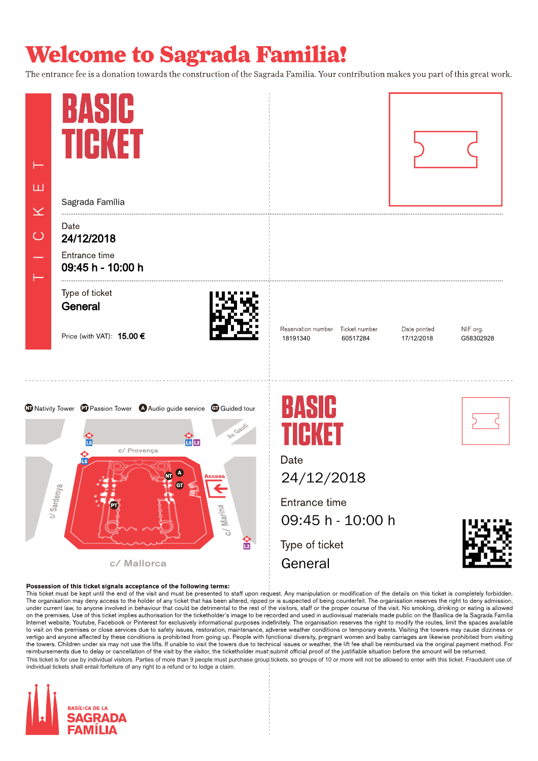# Welcome to Sagrada Familia!

The entrance fee is a donation towards the construction of the Sagrada Familia. Your contribution makes you part of this great work.

T I C K E T

## BASIC TICKET

Sagrada Família

Date
**24/12/2018**

Entrance time
**09:45 h - 10:00 h**

Type of ticket
**General**

Price (with VAT): **15.00 €**

| Reservation number | Ticket number | Date printed | NIF org. |
|---|---|---|---|
| 18191340 | 60517284 | 17/12/2018 | G58302928 |

NT Nativity Tower PT Passion Tower A Audio guide service GT Guided tour

Av. Gaudí
c/ Provença
c/ Sardenya
c/ Marina
c/ Mallorca
Access
L5 L2

## BASIC TICKET

Date
24/12/2018

Entrance time
09:45 h - 10:00 h

Type of ticket
General

**Possession of this ticket signals acceptance of the following terms:**
This ticket must be kept until the end of the visit and must be presented to staff upon request. Any manipulation or modification of the details on this ticket is completely forbidden. The organisation may deny access to the holder of any ticket that has been altered, ripped or is suspected of being counterfeit. The organisation reserves the right to deny admission, under current law, to anyone involved in behaviour that could be detrimental to the rest of the visitors, staff or the proper course of the visit. No smoking, drinking or eating is allowed on the premises. Use of this ticket implies authorisation for the ticketholder's image to be recorded and used in audiovisual materials made public on the Basilica de la Sagrada Familia Internet website, Youtube, Facebook or Pinterest for exclusively informational purposes indefinitely. The organisation reserves the right to modify the routes, limit the spaces available to visit on the premises or close services due to safety issues, restoration, maintenance, adverse weather conditions or temporary events. Visiting the towers may cause dizziness or vertigo and anyone affected by these conditions is prohibited from going up. People with functional diversity, pregnant women and baby carriages are likewise prohibited from visiting the towers. Children under six may not use the lifts. If unable to visit the towers due to technical issues or weather, the lift fee shall be reimbursed via the original payment method. For reimbursements due to delay or cancellation of the visit by the visitor, the ticketholder must submit official proof of the justifiable situation before the amount will be returned.
This ticket is for use by individual visitors. Parties of more than 9 people must purchase group tickets, so groups of 10 or more will not be allowed to enter with this ticket. Fraudulent use of individual tickets shall entail forfeiture of any right to a refund or to lodge a claim.

BASÍLICA DE LA
SAGRADA FAMÍLIA